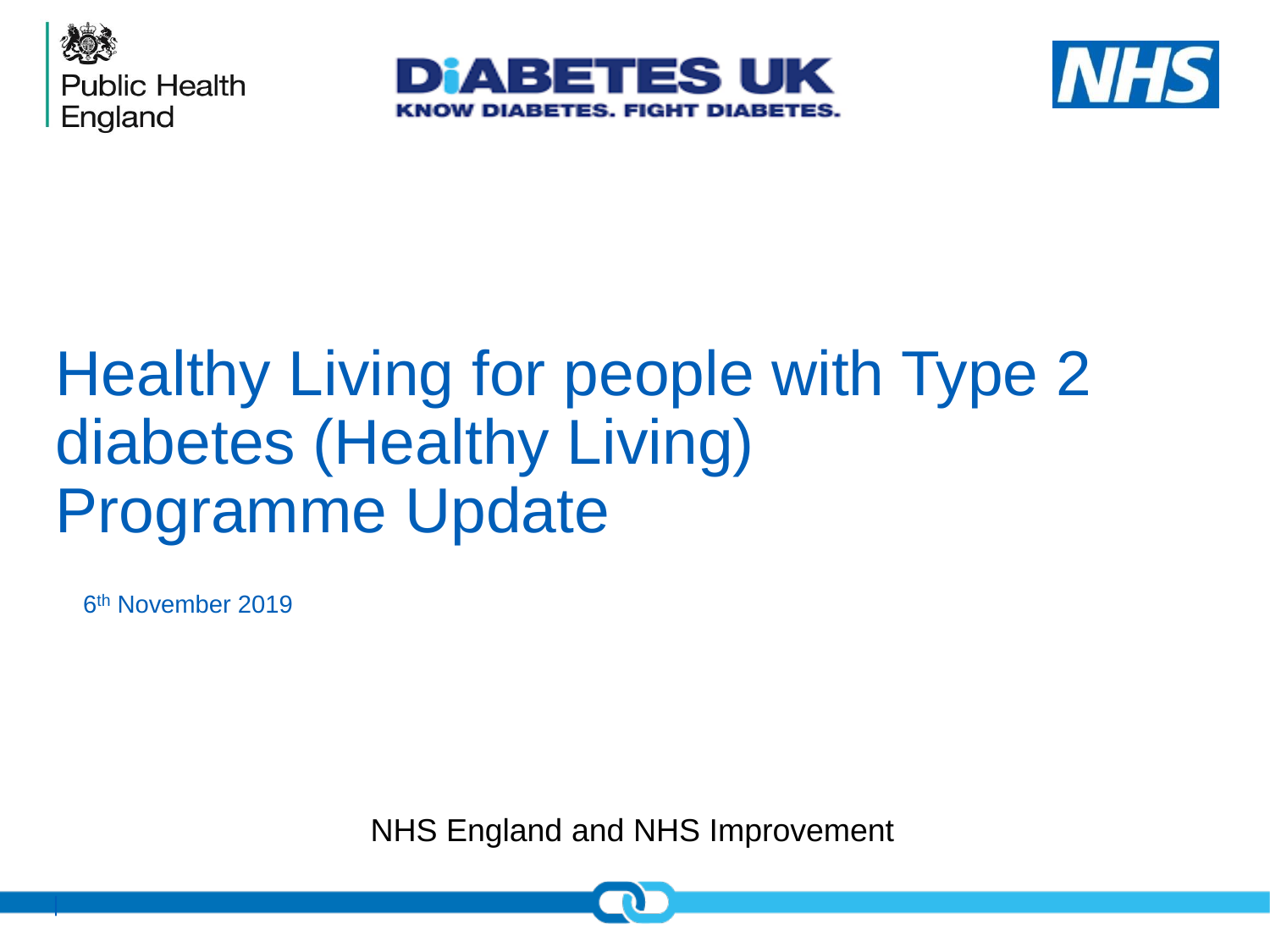Public Health England

DIABETES UK
KNOW DIABETES. FIGHT DIABETES.

NHS

# Healthy Living for people with Type 2 diabetes (Healthy Living) Programme Update

6th November 2019

NHS England and NHS Improvement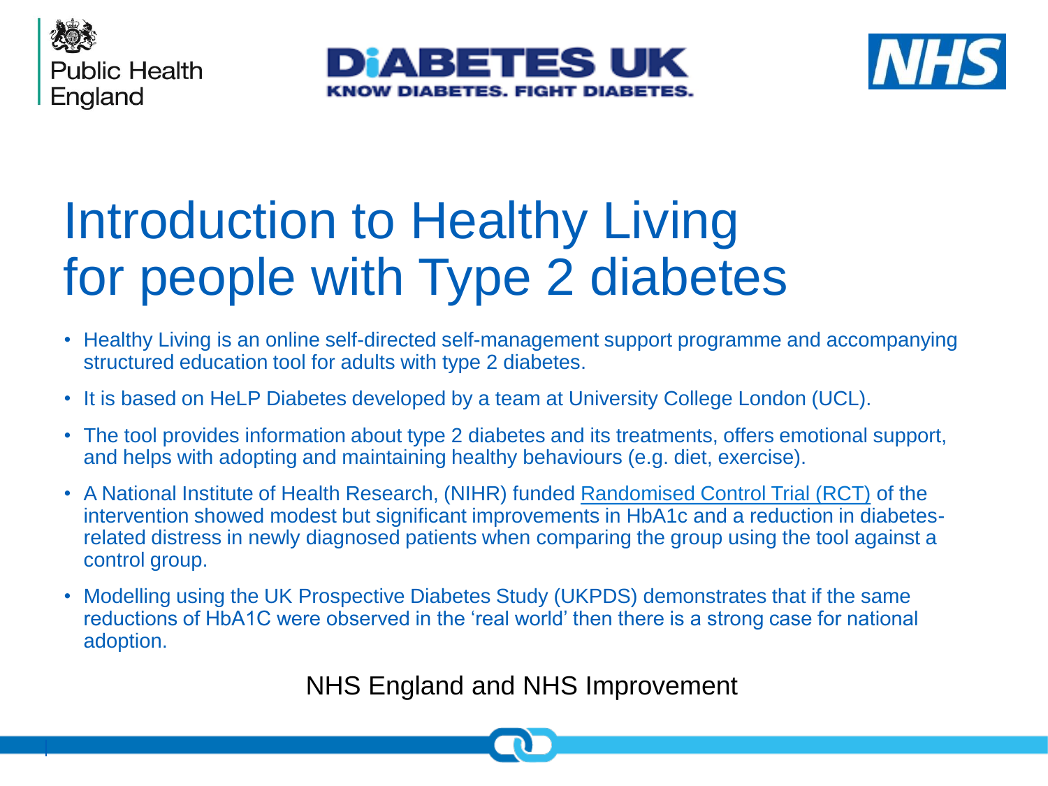Public Health England

DIABETES UK
KNOW DIABETES. FIGHT DIABETES.

NHS

# Introduction to Healthy Living for people with Type 2 diabetes

- Healthy Living is an online self-directed self-management support programme and accompanying structured education tool for adults with type 2 diabetes.
- It is based on HeLP Diabetes developed by a team at University College London (UCL).
- The tool provides information about type 2 diabetes and its treatments, offers emotional support, and helps with adopting and maintaining healthy behaviours (e.g. diet, exercise).
- A National Institute of Health Research, (NIHR) funded Randomised Control Trial (RCT) of the intervention showed modest but significant improvements in HbA1c and a reduction in diabetes-related distress in newly diagnosed patients when comparing the group using the tool against a control group.
- Modelling using the UK Prospective Diabetes Study (UKPDS) demonstrates that if the same reductions of HbA1C were observed in the 'real world' then there is a strong case for national adoption.

NHS England and NHS Improvement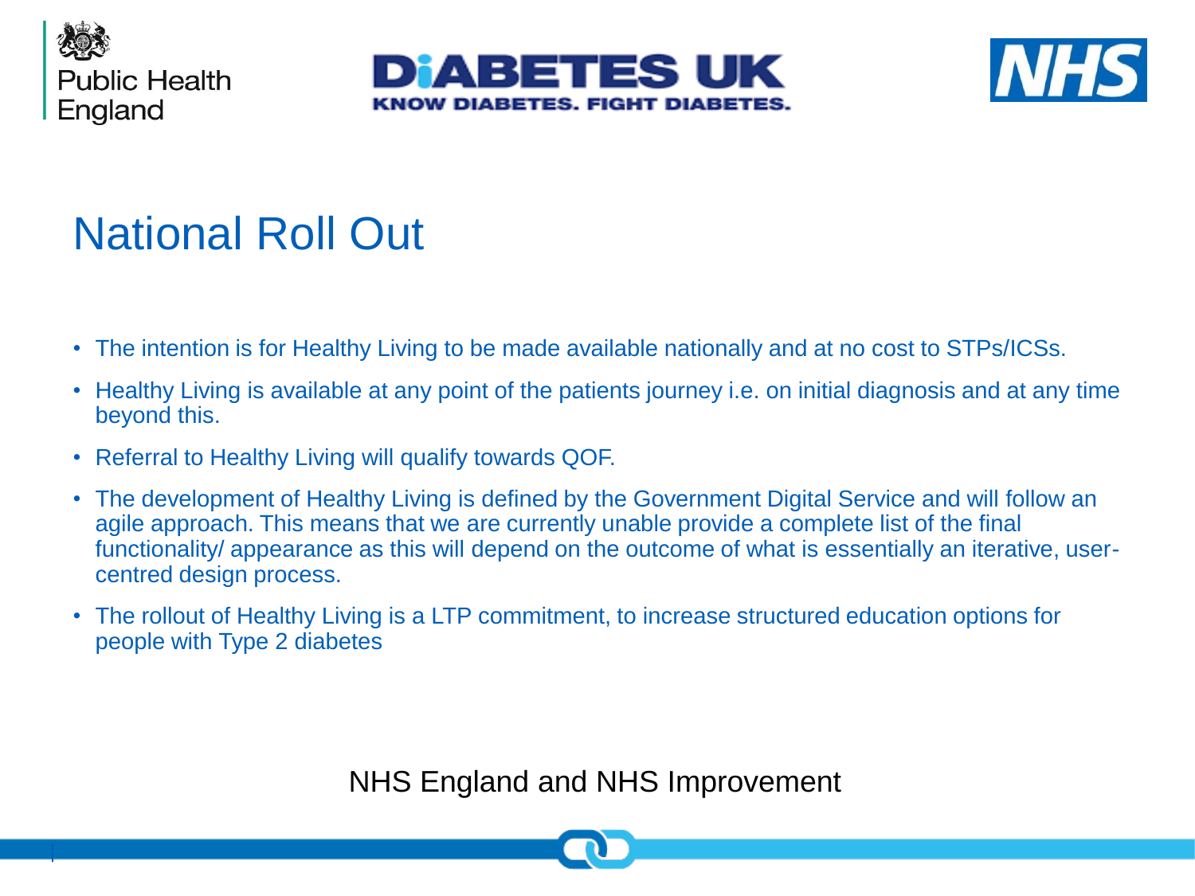# National Roll Out

- The intention is for Healthy Living to be made available nationally and at no cost to STPs/ICSs.
- Healthy Living is available at any point of the patients journey i.e. on initial diagnosis and at any time beyond this.
- Referral to Healthy Living will qualify towards QOF.
- The development of Healthy Living is defined by the Government Digital Service and will follow an agile approach. This means that we are currently unable provide a complete list of the final functionality/ appearance as this will depend on the outcome of what is essentially an iterative, user-centred design process.
- The rollout of Healthy Living is a LTP commitment, to increase structured education options for people with Type 2 diabetes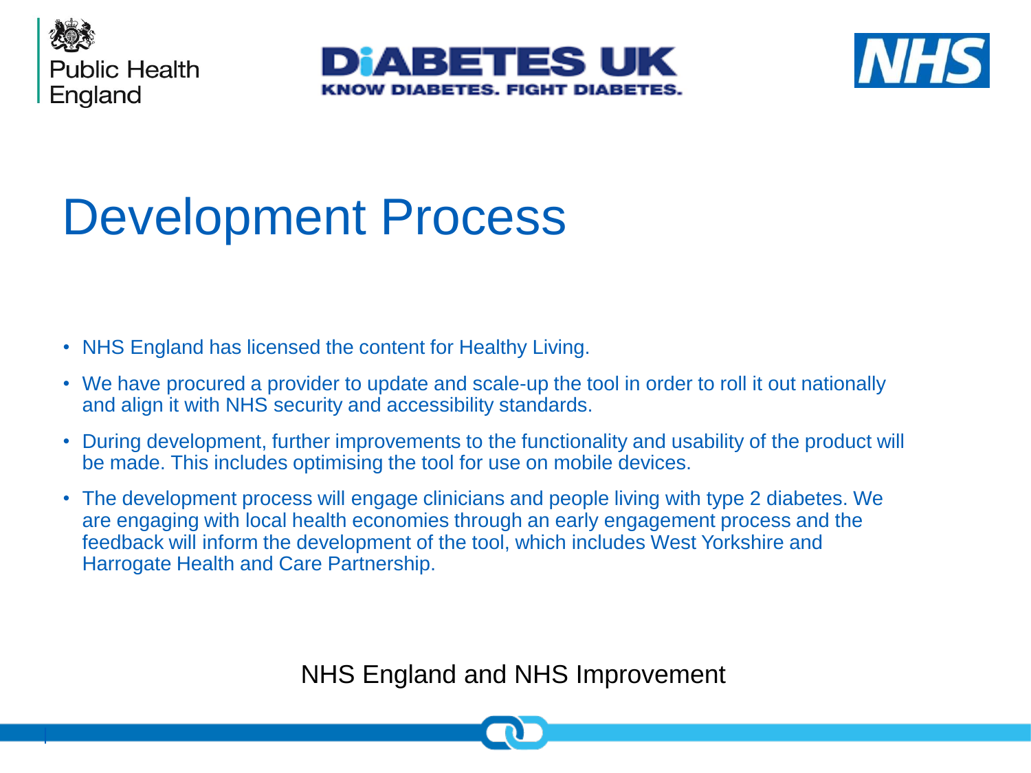Public Health England

DIABETES UK
KNOW DIABETES. FIGHT DIABETES.

NHS

# Development Process

- NHS England has licensed the content for Healthy Living.
- We have procured a provider to update and scale-up the tool in order to roll it out nationally and align it with NHS security and accessibility standards.
- During development, further improvements to the functionality and usability of the product will be made. This includes optimising the tool for use on mobile devices.
- The development process will engage clinicians and people living with type 2 diabetes. We are engaging with local health economies through an early engagement process and the feedback will inform the development of the tool, which includes West Yorkshire and Harrogate Health and Care Partnership.

NHS England and NHS Improvement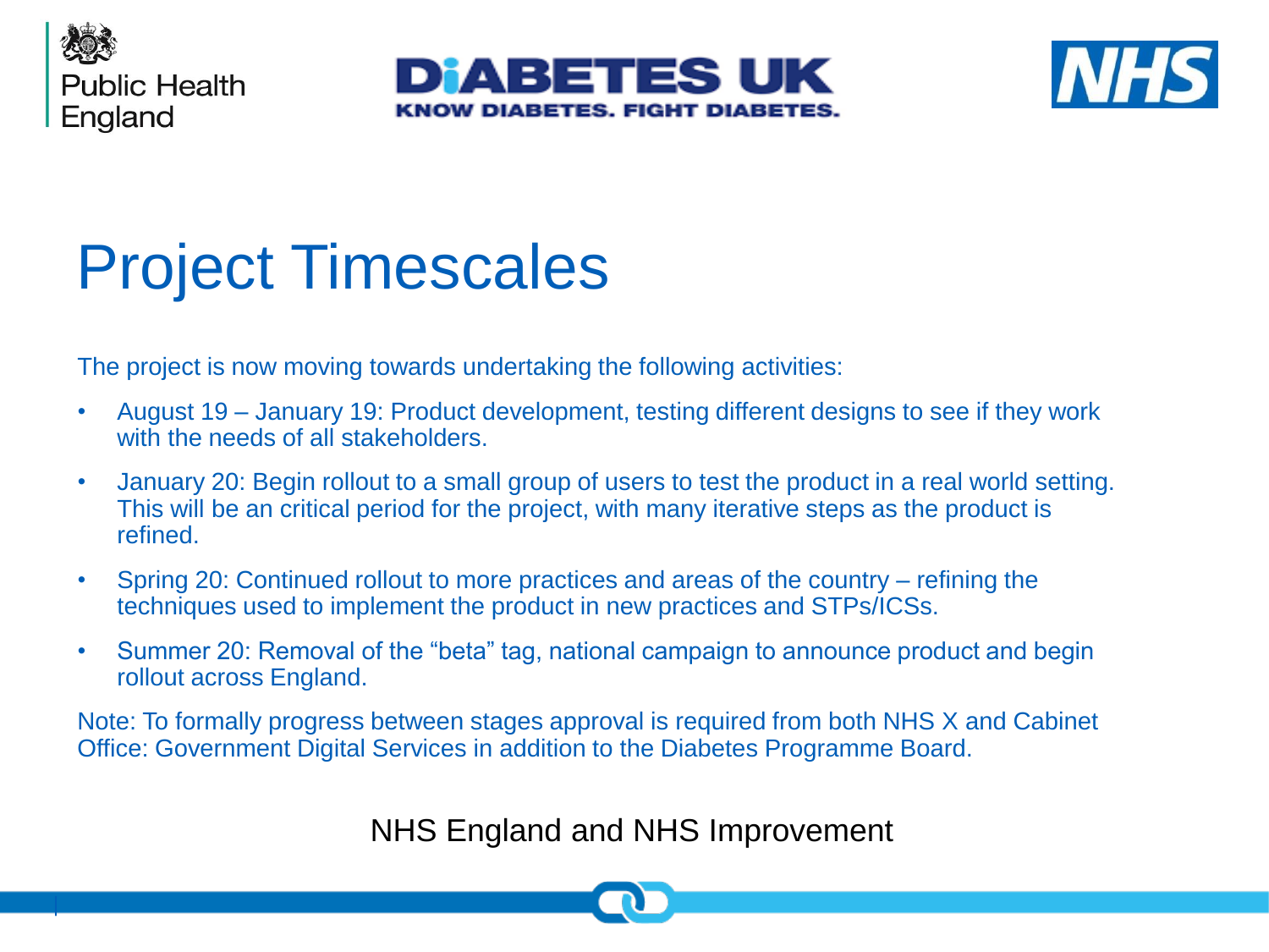# Project Timescales

The project is now moving towards undertaking the following activities:

- August 19 – January 19: Product development, testing different designs to see if they work with the needs of all stakeholders.
- January 20: Begin rollout to a small group of users to test the product in a real world setting. This will be an critical period for the project, with many iterative steps as the product is refined.
- Spring 20: Continued rollout to more practices and areas of the country – refining the techniques used to implement the product in new practices and STPs/ICSs.
- Summer 20: Removal of the "beta" tag, national campaign to announce product and begin rollout across England.

Note: To formally progress between stages approval is required from both NHS X and Cabinet Office: Government Digital Services in addition to the Diabetes Programme Board.

NHS England and NHS Improvement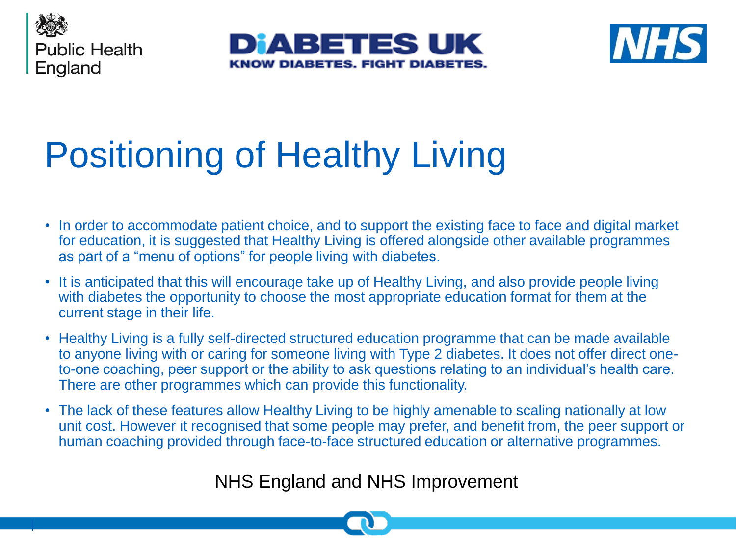# Positioning of Healthy Living

- In order to accommodate patient choice, and to support the existing face to face and digital market for education, it is suggested that Healthy Living is offered alongside other available programmes as part of a "menu of options" for people living with diabetes.
- It is anticipated that this will encourage take up of Healthy Living, and also provide people living with diabetes the opportunity to choose the most appropriate education format for them at the current stage in their life.
- Healthy Living is a fully self-directed structured education programme that can be made available to anyone living with or caring for someone living with Type 2 diabetes. It does not offer direct one-to-one coaching, peer support or the ability to ask questions relating to an individual's health care. There are other programmes which can provide this functionality.
- The lack of these features allow Healthy Living to be highly amenable to scaling nationally at low unit cost. However it recognised that some people may prefer, and benefit from, the peer support or human coaching provided through face-to-face structured education or alternative programmes.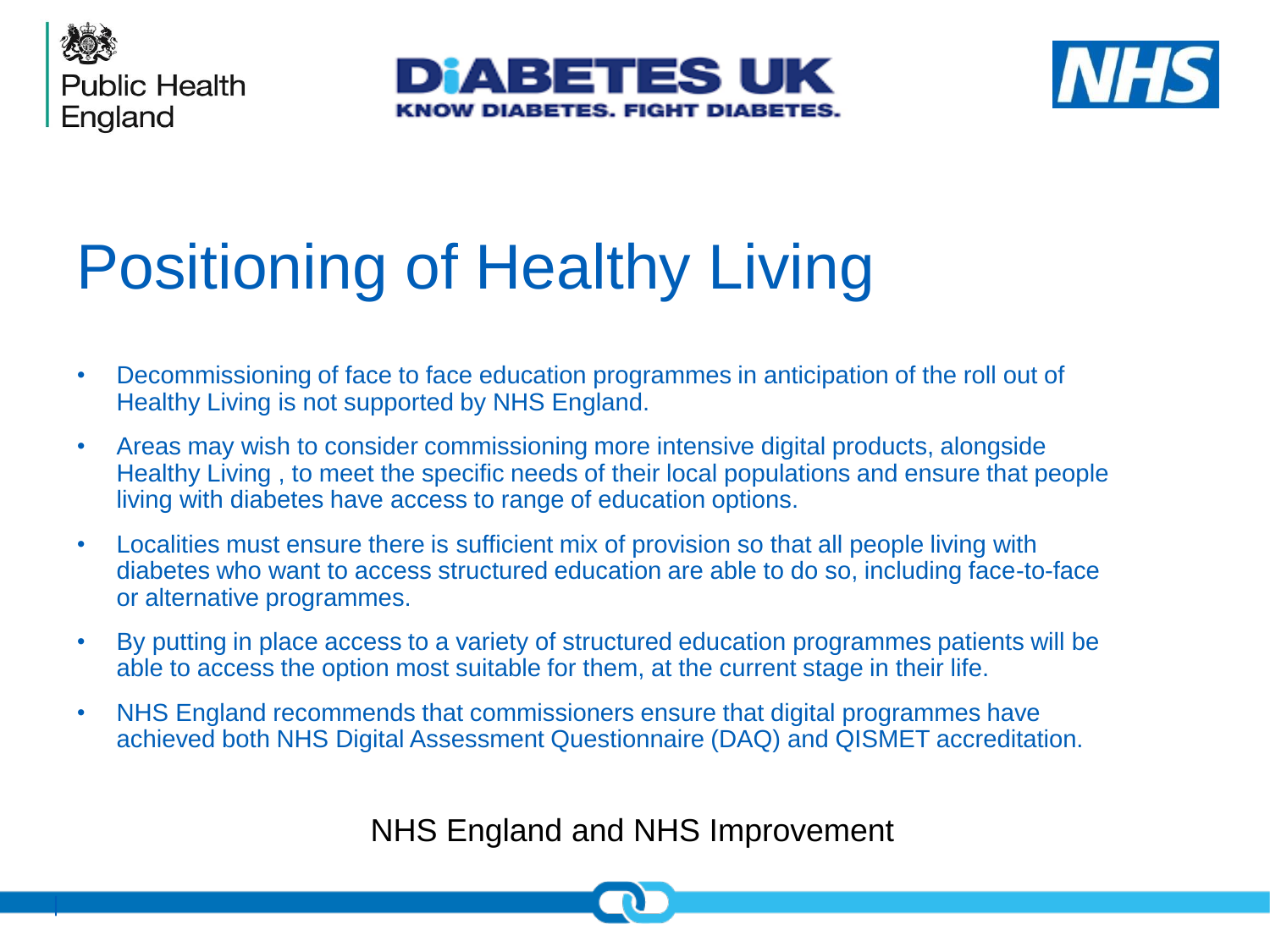# Positioning of Healthy Living

- Decommissioning of face to face education programmes in anticipation of the roll out of Healthy Living is not supported by NHS England.
- Areas may wish to consider commissioning more intensive digital products, alongside Healthy Living , to meet the specific needs of their local populations and ensure that people living with diabetes have access to range of education options.
- Localities must ensure there is sufficient mix of provision so that all people living with diabetes who want to access structured education are able to do so, including face-to-face or alternative programmes.
- By putting in place access to a variety of structured education programmes patients will be able to access the option most suitable for them, at the current stage in their life.
- NHS England recommends that commissioners ensure that digital programmes have achieved both NHS Digital Assessment Questionnaire (DAQ) and QISMET accreditation.

NHS England and NHS Improvement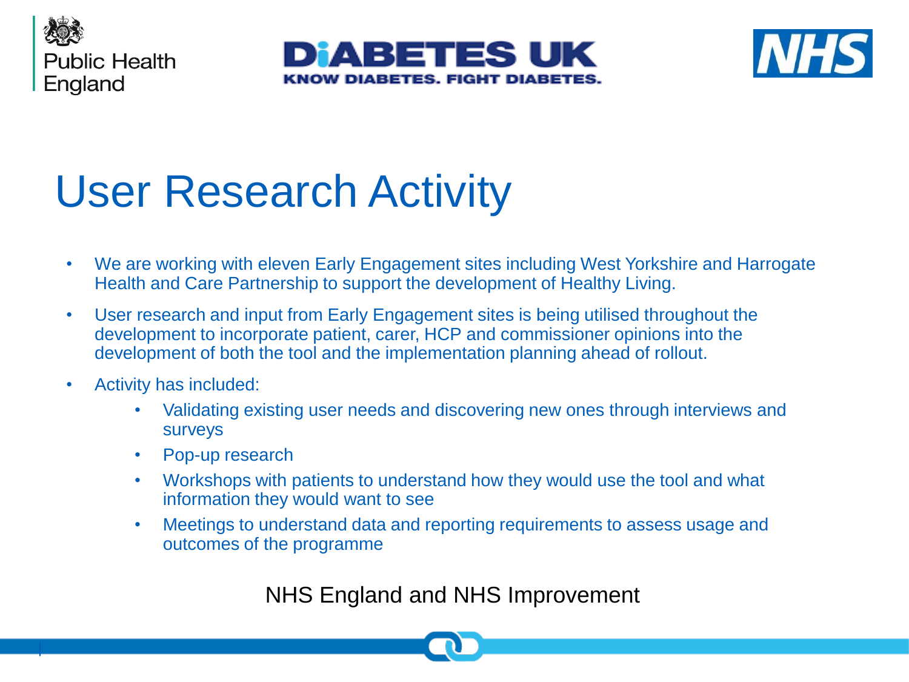# User Research Activity

- We are working with eleven Early Engagement sites including West Yorkshire and Harrogate Health and Care Partnership to support the development of Healthy Living.
- User research and input from Early Engagement sites is being utilised throughout the development to incorporate patient, carer, HCP and commissioner opinions into the development of both the tool and the implementation planning ahead of rollout.
- Activity has included:
  - Validating existing user needs and discovering new ones through interviews and surveys
  - Pop-up research
  - Workshops with patients to understand how they would use the tool and what information they would want to see
  - Meetings to understand data and reporting requirements to assess usage and outcomes of the programme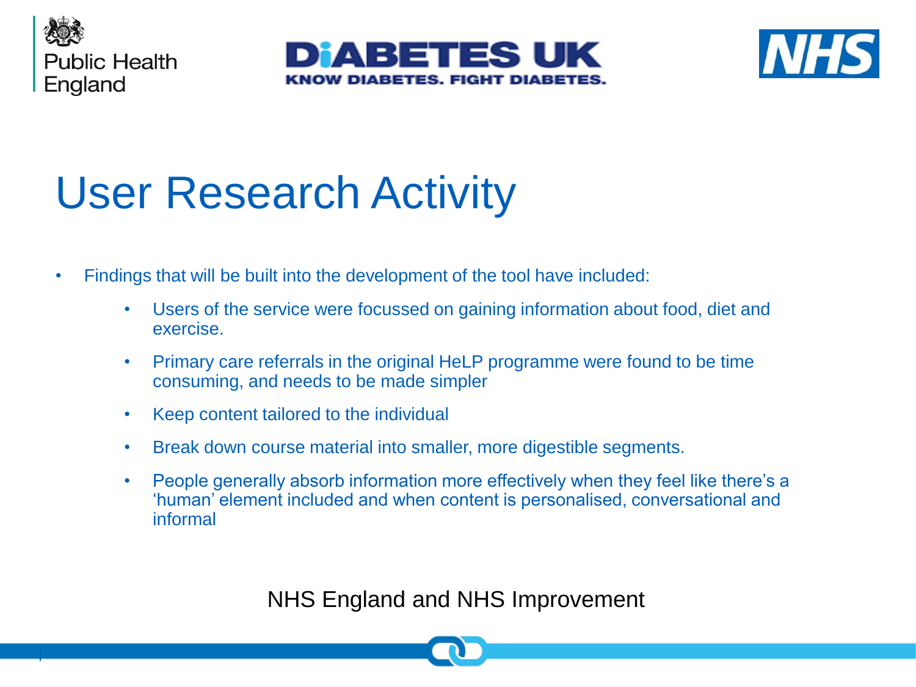# User Research Activity

- Findings that will be built into the development of the tool have included:
  - Users of the service were focussed on gaining information about food, diet and exercise.
  - Primary care referrals in the original HeLP programme were found to be time consuming, and needs to be made simpler
  - Keep content tailored to the individual
  - Break down course material into smaller, more digestible segments.
  - People generally absorb information more effectively when they feel like there's a 'human' element included and when content is personalised, conversational and informal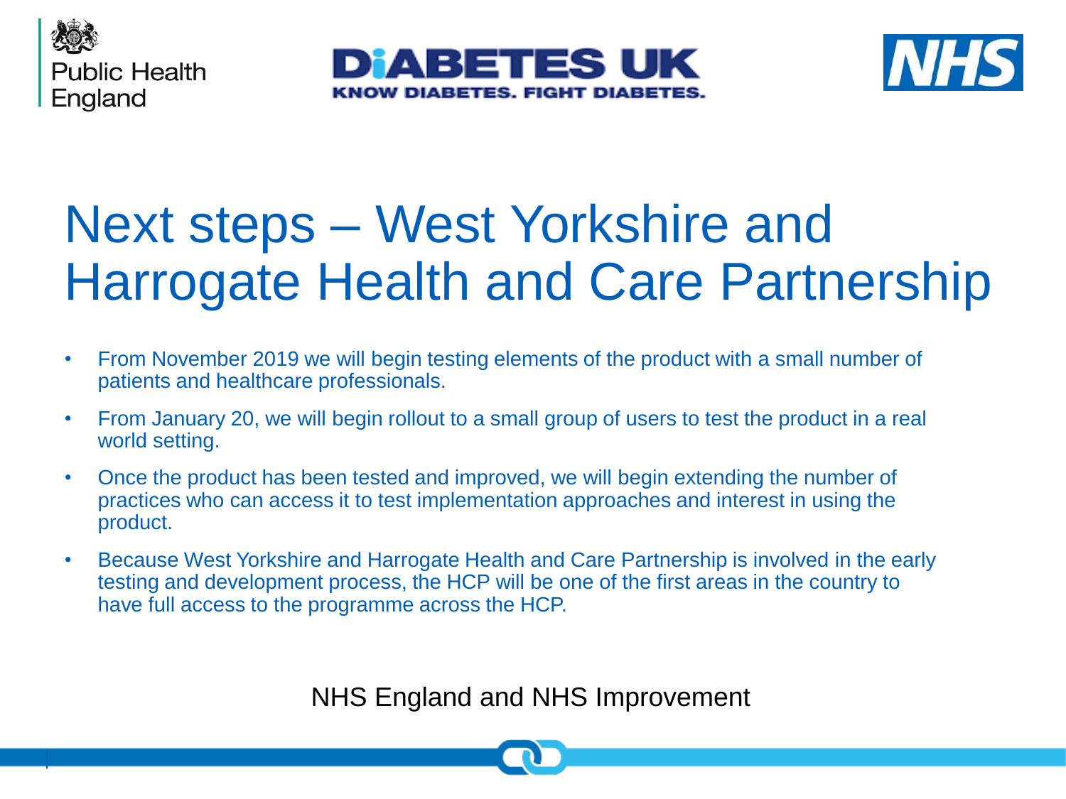# Next steps – West Yorkshire and Harrogate Health and Care Partnership

- From November 2019 we will begin testing elements of the product with a small number of patients and healthcare professionals.
- From January 20, we will begin rollout to a small group of users to test the product in a real world setting.
- Once the product has been tested and improved, we will begin extending the number of practices who can access it to test implementation approaches and interest in using the product.
- Because West Yorkshire and Harrogate Health and Care Partnership is involved in the early testing and development process, the HCP will be one of the first areas in the country to have full access to the programme across the HCP.

NHS England and NHS Improvement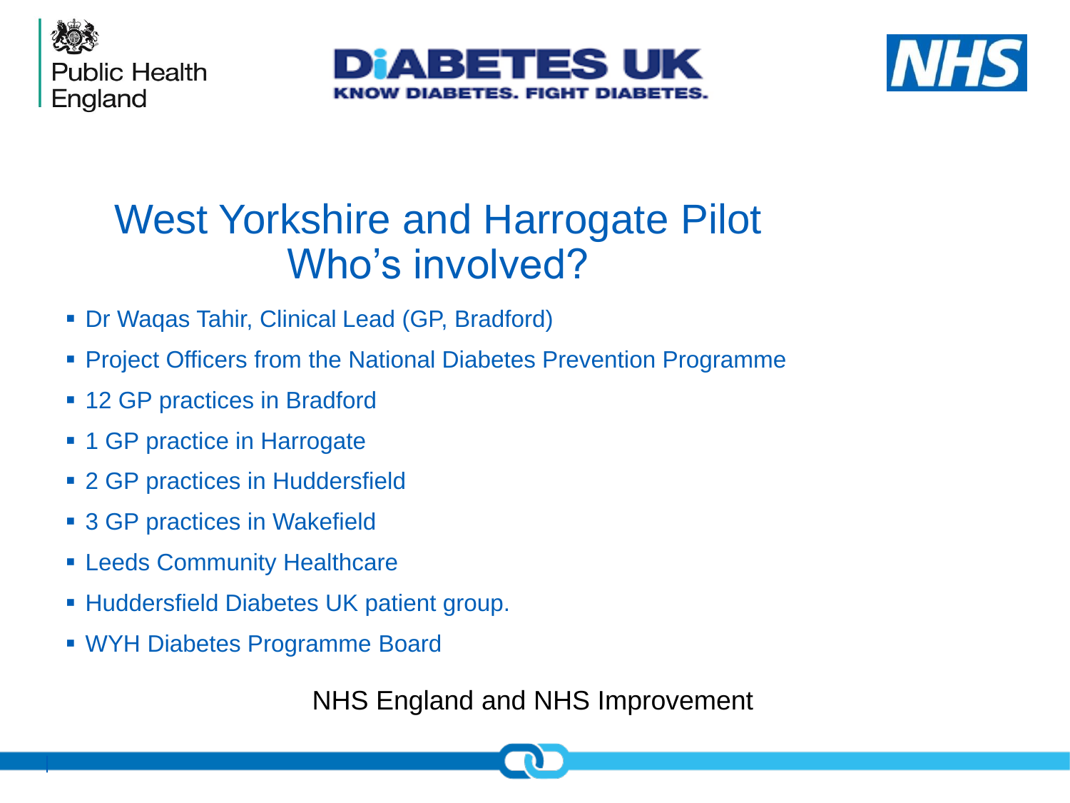# West Yorkshire and Harrogate Pilot
# Who's involved?

- Dr Waqas Tahir, Clinical Lead (GP, Bradford)
- Project Officers from the National Diabetes Prevention Programme
- 12 GP practices in Bradford
- 1 GP practice in Harrogate
- 2 GP practices in Huddersfield
- 3 GP practices in Wakefield
- Leeds Community Healthcare
- Huddersfield Diabetes UK patient group.
- WYH Diabetes Programme Board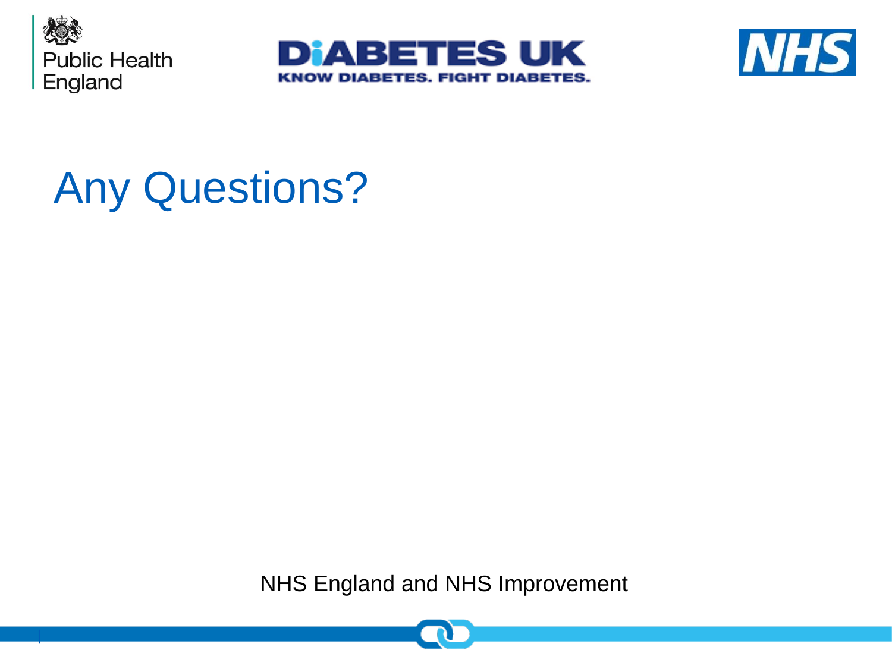# Any Questions?

NHS England and NHS Improvement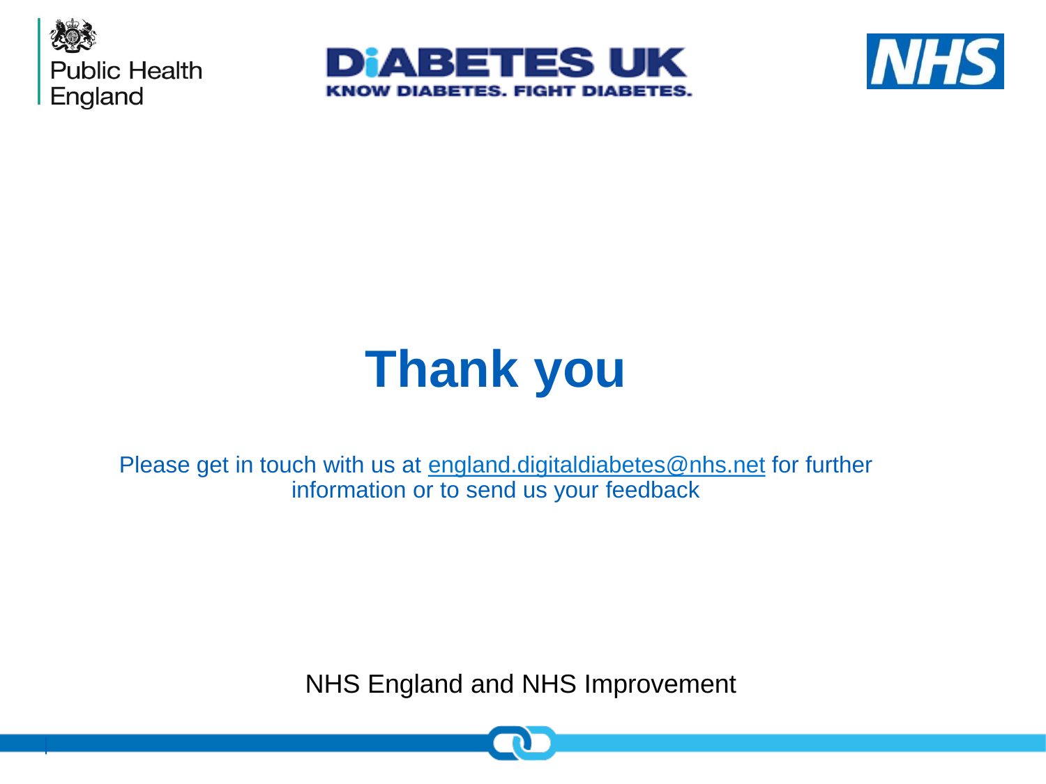Public Health England

DIABETES UK
KNOW DIABETES. FIGHT DIABETES.

NHS

# Thank you

Please get in touch with us at england.digitaldiabetes@nhs.net for further information or to send us your feedback

NHS England and NHS Improvement